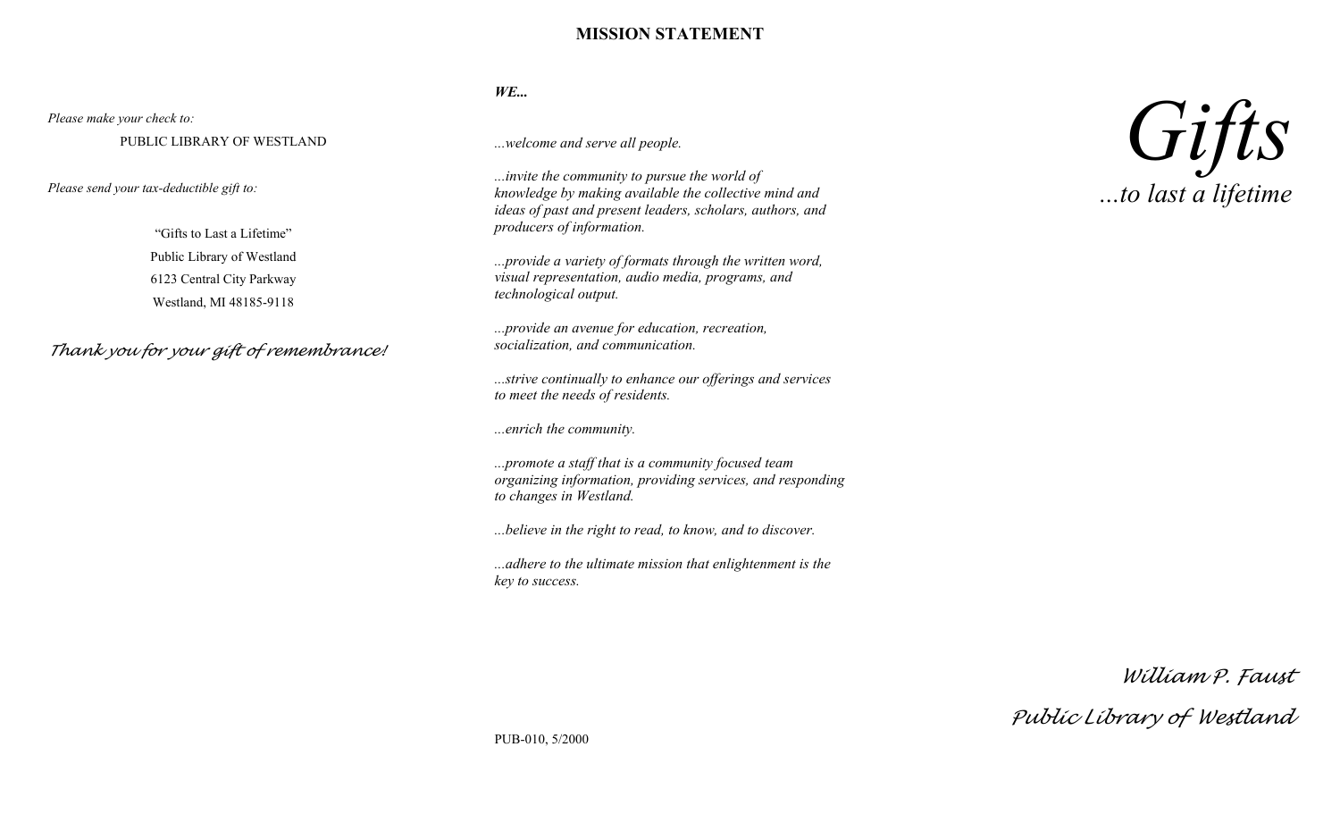*Please make your check to:*

PUBLIC LIBRARY OF WESTLAND

*Please send your tax-deductible gift to:*

"Gifts to Last a Lifetime"
Public Library of Westland
6123 Central City Parkway
Westland, MI 48185-9118

*Thank you for your gift of remembrance!*

## MISSION STATEMENT

***WE...***

*...welcome and serve all people.*

*...invite the community to pursue the world of knowledge by making available the collective mind and ideas of past and present leaders, scholars, authors, and producers of information.*

*...provide a variety of formats through the written word, visual representation, audio media, programs, and technological output.*

*...provide an avenue for education, recreation, socialization, and communication.*

*...strive continually to enhance our offerings and services to meet the needs of residents.*

*...enrich the community.*

*...promote a staff that is a community focused team organizing information, providing services, and responding to changes in Westland.*

*...believe in the right to read, to know, and to discover.*

*...adhere to the ultimate mission that enlightenment is the key to success.*

PUB-010, 5/2000

# *Gifts*

*...to last a lifetime*

*William P. Faust*

*Public Library of Westland*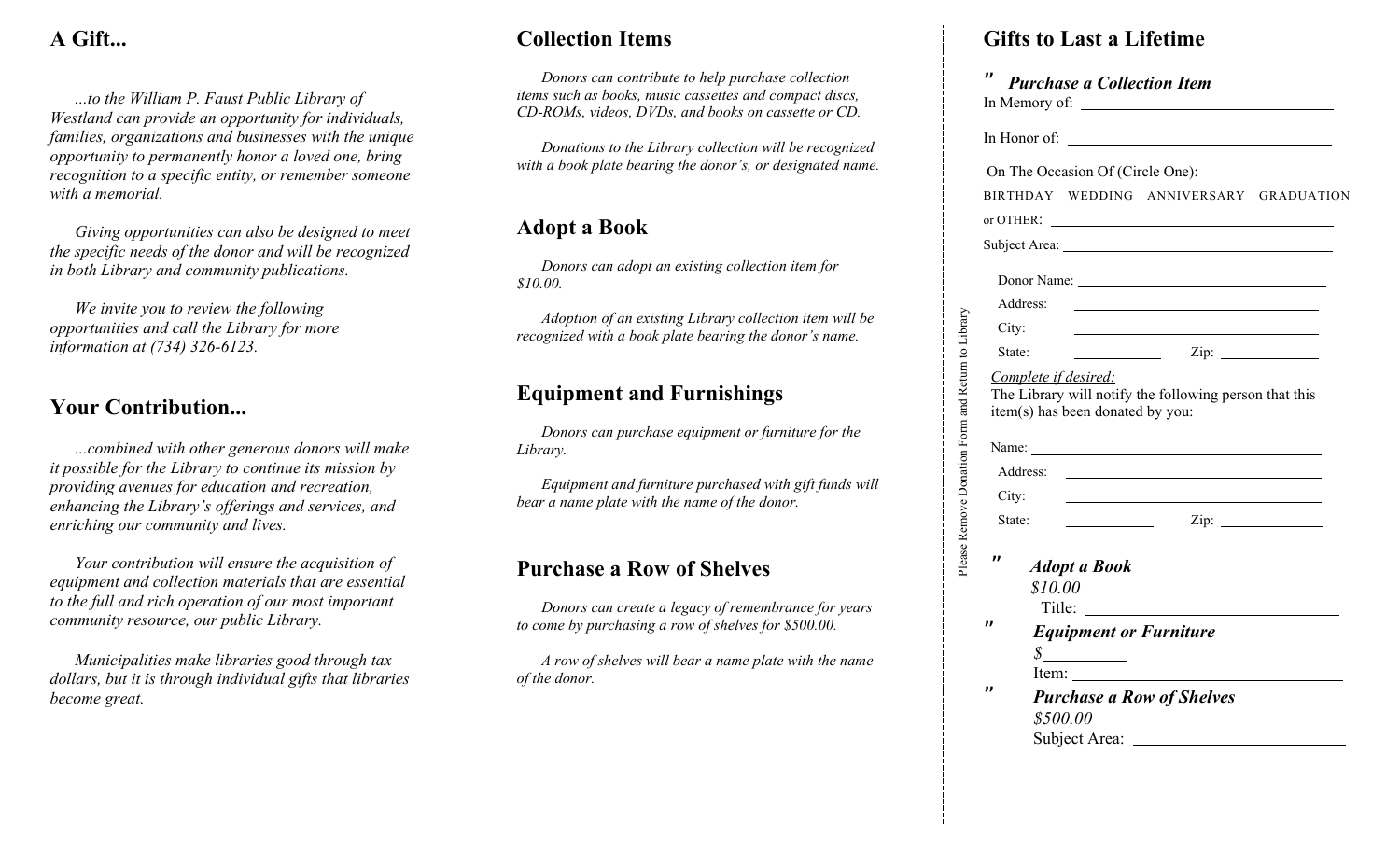## A Gift...

*...to the William P. Faust Public Library of Westland can provide an opportunity for individuals, families, organizations and businesses with the unique opportunity to permanently honor a loved one, bring recognition to a specific entity, or remember someone with a memorial.*

*Giving opportunities can also be designed to meet the specific needs of the donor and will be recognized in both Library and community publications.*

*We invite you to review the following opportunities and call the Library for more information at (734) 326-6123.*

## Your Contribution...

*...combined with other generous donors will make it possible for the Library to continue its mission by providing avenues for education and recreation, enhancing the Library's offerings and services, and enriching our community and lives.*

*Your contribution will ensure the acquisition of equipment and collection materials that are essential to the full and rich operation of our most important community resource, our public Library.*

*Municipalities make libraries good through tax dollars, but it is through individual gifts that libraries become great.*

## Collection Items

*Donors can contribute to help purchase collection items such as books, music cassettes and compact discs, CD-ROMs, videos, DVDs, and books on cassette or CD.*

*Donations to the Library collection will be recognized with a book plate bearing the donor's, or designated name.*

## Adopt a Book

*Donors can adopt an existing collection item for $10.00.*

*Adoption of an existing Library collection item will be recognized with a book plate bearing the donor's name.*

## Equipment and Furnishings

*Donors can purchase equipment or furniture for the Library.*

*Equipment and furniture purchased with gift funds will bear a name plate with the name of the donor.*

## Purchase a Row of Shelves

*Donors can create a legacy of remembrance for years to come by purchasing a row of shelves for $500.00.*

*A row of shelves will bear a name plate with the name of the donor.*

Please Remove Donation Form and Return to Library

## Gifts to Last a Lifetime

" ***Purchase a Collection Item***

In Memory of: ______________________

In Honor of: ______________________

On The Occasion Of (Circle One):

BIRTHDAY WEDDING ANNIVERSARY GRADUATION

or OTHER: ______________________

Subject Area: ______________________

Donor Name: ______________________

Address: ______________________

City: ______________________

State: __________ Zip: __________

*Complete if desired:*
The Library will notify the following person that this item(s) has been donated by you:

Name: ______________________

Address: ______________________

City: ______________________

State: __________ Zip: __________

" ***Adopt a Book***
*$10.00*
Title: ______________________

" ***Equipment or Furniture***
$__________
Item: ______________________

" ***Purchase a Row of Shelves***
*$500.00*
Subject Area: ______________________